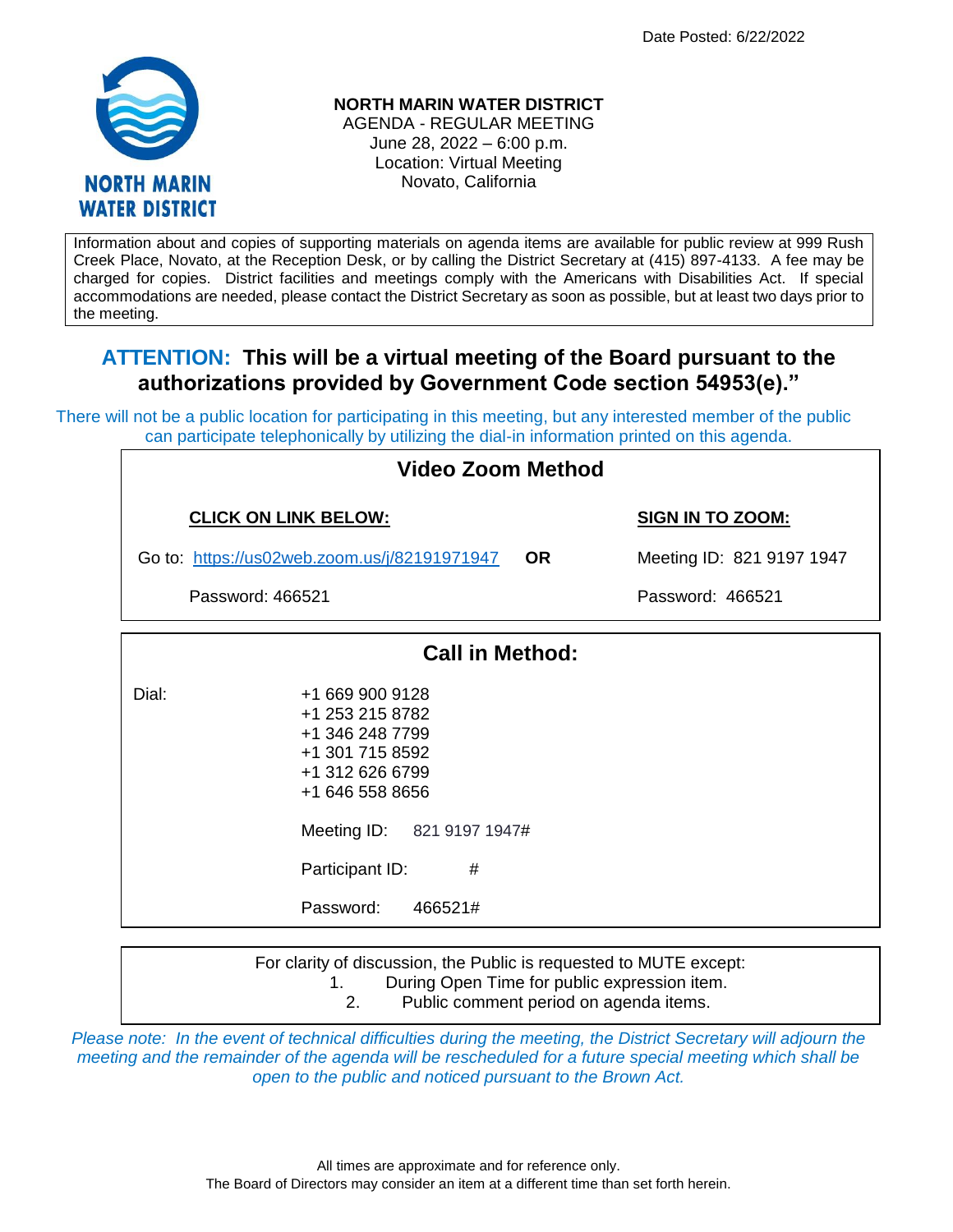Date Posted: 6/22/2022

NORTH MARIN WATER DISTRICT

# NORTH MARIN WATER DISTRICT

AGENDA - REGULAR MEETING
June 28, 2022 – 6:00 p.m.
Location: Virtual Meeting
Novato, California

Information about and copies of supporting materials on agenda items are available for public review at 999 Rush Creek Place, Novato, at the Reception Desk, or by calling the District Secretary at (415) 897-4133. A fee may be charged for copies. District facilities and meetings comply with the Americans with Disabilities Act. If special accommodations are needed, please contact the District Secretary as soon as possible, but at least two days prior to the meeting.

## ATTENTION: This will be a virtual meeting of the Board pursuant to the authorizations provided by Government Code section 54953(e)."

There will not be a public location for participating in this meeting, but any interested member of the public can participate telephonically by utilizing the dial-in information printed on this agenda.

### Video Zoom Method

**CLICK ON LINK BELOW:**

Go to: https://us02web.zoom.us/j/82191971947

Password: 466521

**OR**

**SIGN IN TO ZOOM:**

Meeting ID: 821 9197 1947

Password: 466521

### Call in Method:

Dial:
+1 669 900 9128
+1 253 215 8782
+1 346 248 7799
+1 301 715 8592
+1 312 626 6799
+1 646 558 8656

Meeting ID: 821 9197 1947#

Participant ID: #

Password: 466521#

For clarity of discussion, the Public is requested to MUTE except:
1. During Open Time for public expression item.
2. Public comment period on agenda items.

*Please note: In the event of technical difficulties during the meeting, the District Secretary will adjourn the meeting and the remainder of the agenda will be rescheduled for a future special meeting which shall be open to the public and noticed pursuant to the Brown Act.*

All times are approximate and for reference only.
The Board of Directors may consider an item at a different time than set forth herein.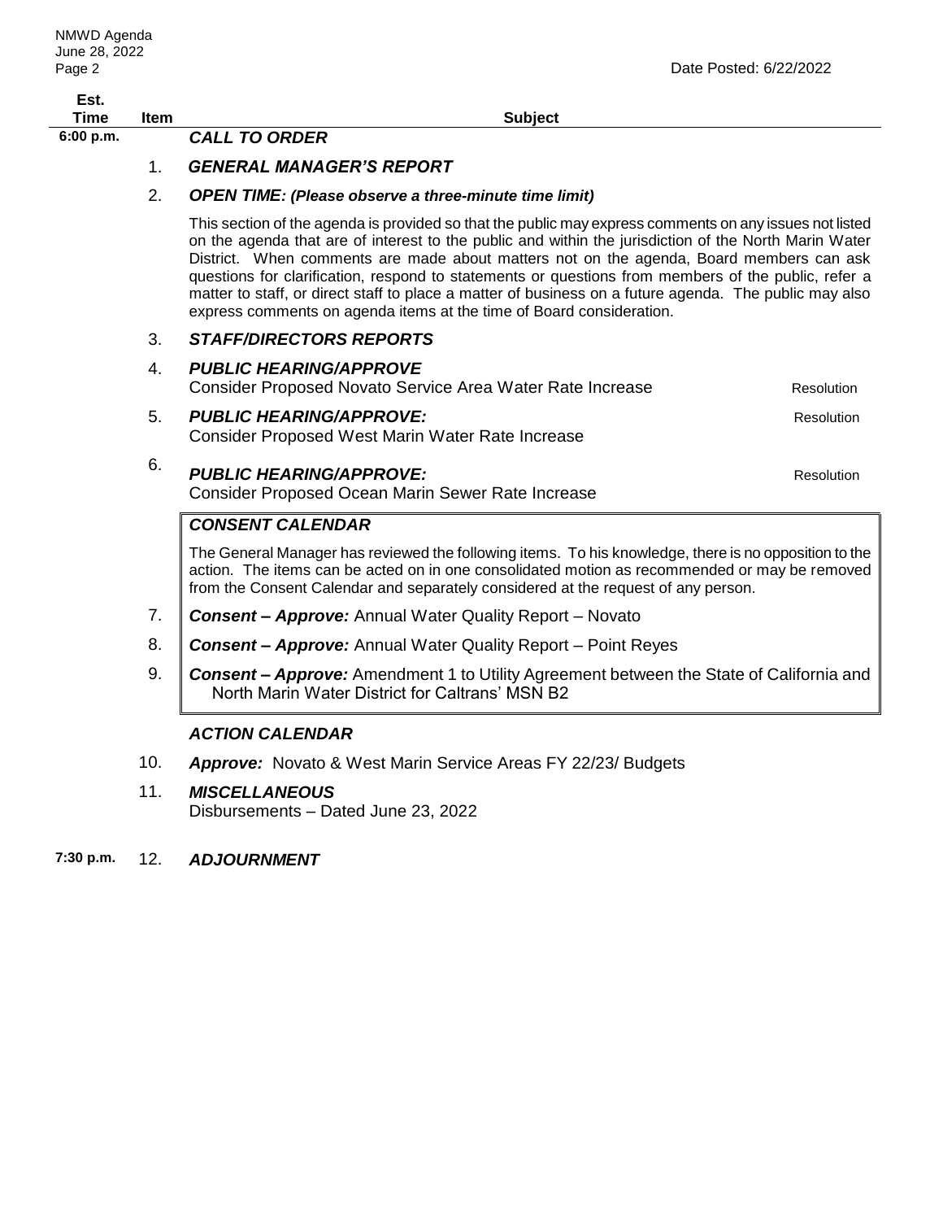| Est. Time | Item | Subject | |
|---|---|---|---|
| 6:00 p.m. | | ***CALL TO ORDER*** | |
| | 1. | ***GENERAL MANAGER'S REPORT*** | |
| | 2. | ***OPEN TIME: (Please observe a three-minute time limit)*** | |
| | | This section of the agenda is provided so that the public may express comments on any issues not listed on the agenda that are of interest to the public and within the jurisdiction of the North Marin Water District. When comments are made about matters not on the agenda, Board members can ask questions for clarification, respond to statements or questions from members of the public, refer a matter to staff, or direct staff to place a matter of business on a future agenda. The public may also express comments on agenda items at the time of Board consideration. | |
| | 3. | ***STAFF/DIRECTORS REPORTS*** | |
| | 4. | ***PUBLIC HEARING/APPROVE*** Consider Proposed Novato Service Area Water Rate Increase | Resolution |
| | 5. | ***PUBLIC HEARING/APPROVE:*** Consider Proposed West Marin Water Rate Increase | Resolution |
| | 6. | ***PUBLIC HEARING/APPROVE:*** Consider Proposed Ocean Marin Sewer Rate Increase | Resolution |
| | | ***CONSENT CALENDAR*** | |
| | | The General Manager has reviewed the following items. To his knowledge, there is no opposition to the action. The items can be acted on in one consolidated motion as recommended or may be removed from the Consent Calendar and separately considered at the request of any person. | |
| | 7. | ***Consent – Approve:*** Annual Water Quality Report – Novato | |
| | 8. | ***Consent – Approve:*** Annual Water Quality Report – Point Reyes | |
| | 9. | ***Consent – Approve:*** Amendment 1 to Utility Agreement between the State of California and North Marin Water District for Caltrans' MSN B2 | |
| | | ***ACTION CALENDAR*** | |
| | 10. | ***Approve:*** Novato & West Marin Service Areas FY 22/23/ Budgets | |
| | 11. | ***MISCELLANEOUS*** Disbursements – Dated June 23, 2022 | |
| 7:30 p.m. | 12. | ***ADJOURNMENT*** | |